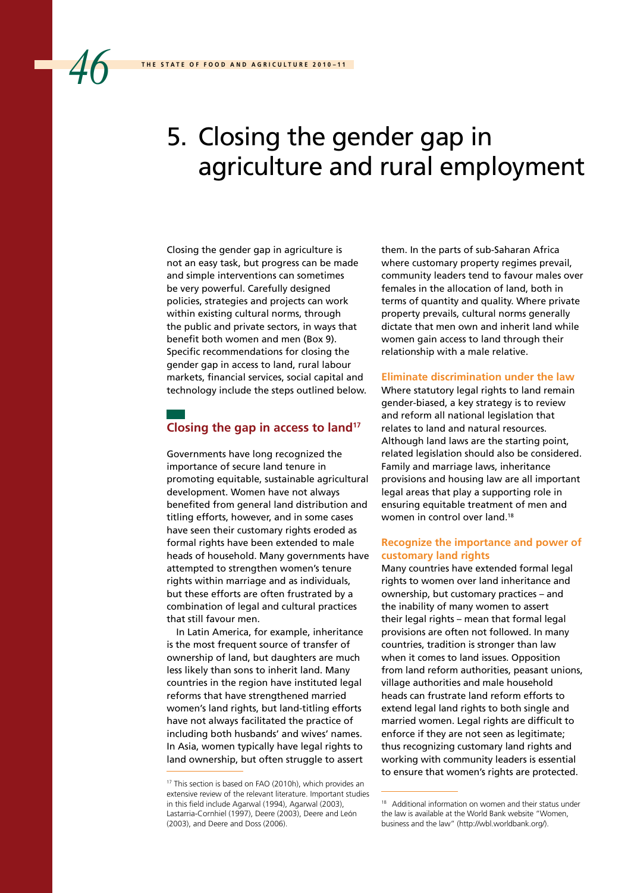# 5. Closing the gender gap in agriculture and rural employment

Closing the gender gap in agriculture is not an easy task, but progress can be made and simple interventions can sometimes be very powerful. Carefully designed policies, strategies and projects can work within existing cultural norms, through the public and private sectors, in ways that benefit both women and men (Box 9). Specific recommendations for closing the gender gap in access to land, rural labour markets, financial services, social capital and technology include the steps outlined below.

## Closing the gap in access to land[17]

Governments have long recognized the importance of secure land tenure in promoting equitable, sustainable agricultural development. Women have not always benefited from general land distribution and titling efforts, however, and in some cases have seen their customary rights eroded as formal rights have been extended to male heads of household. Many governments have attempted to strengthen women's tenure rights within marriage and as individuals, but these efforts are often frustrated by a combination of legal and cultural practices that still favour men.

In Latin America, for example, inheritance is the most frequent source of transfer of ownership of land, but daughters are much less likely than sons to inherit land. Many countries in the region have instituted legal reforms that have strengthened married women's land rights, but land-titling efforts have not always facilitated the practice of including both husbands' and wives' names. In Asia, women typically have legal rights to land ownership, but often struggle to assert them. In the parts of sub-Saharan Africa where customary property regimes prevail, community leaders tend to favour males over females in the allocation of land, both in terms of quantity and quality. Where private property prevails, cultural norms generally dictate that men own and inherit land while women gain access to land through their relationship with a male relative.

### Eliminate discrimination under the law

Where statutory legal rights to land remain gender-biased, a key strategy is to review and reform all national legislation that relates to land and natural resources. Although land laws are the starting point, related legislation should also be considered. Family and marriage laws, inheritance provisions and housing law are all important legal areas that play a supporting role in ensuring equitable treatment of men and women in control over land.[18]

### Recognize the importance and power of customary land rights

Many countries have extended formal legal rights to women over land inheritance and ownership, but customary practices – and the inability of many women to assert their legal rights – mean that formal legal provisions are often not followed. In many countries, tradition is stronger than law when it comes to land issues. Opposition from land reform authorities, peasant unions, village authorities and male household heads can frustrate land reform efforts to extend legal land rights to both single and married women. Legal rights are difficult to enforce if they are not seen as legitimate; thus recognizing customary land rights and working with community leaders is essential to ensure that women's rights are protected.

---

[17] This section is based on FAO (2010h), which provides an extensive review of the relevant literature. Important studies in this field include Agarwal (1994), Agarwal (2003), Lastarria-Cornhiel (1997), Deere (2003), Deere and León (2003), and Deere and Doss (2006).

[18] Additional information on women and their status under the law is available at the World Bank website "Women, business and the law" (http://wbl.worldbank.org/).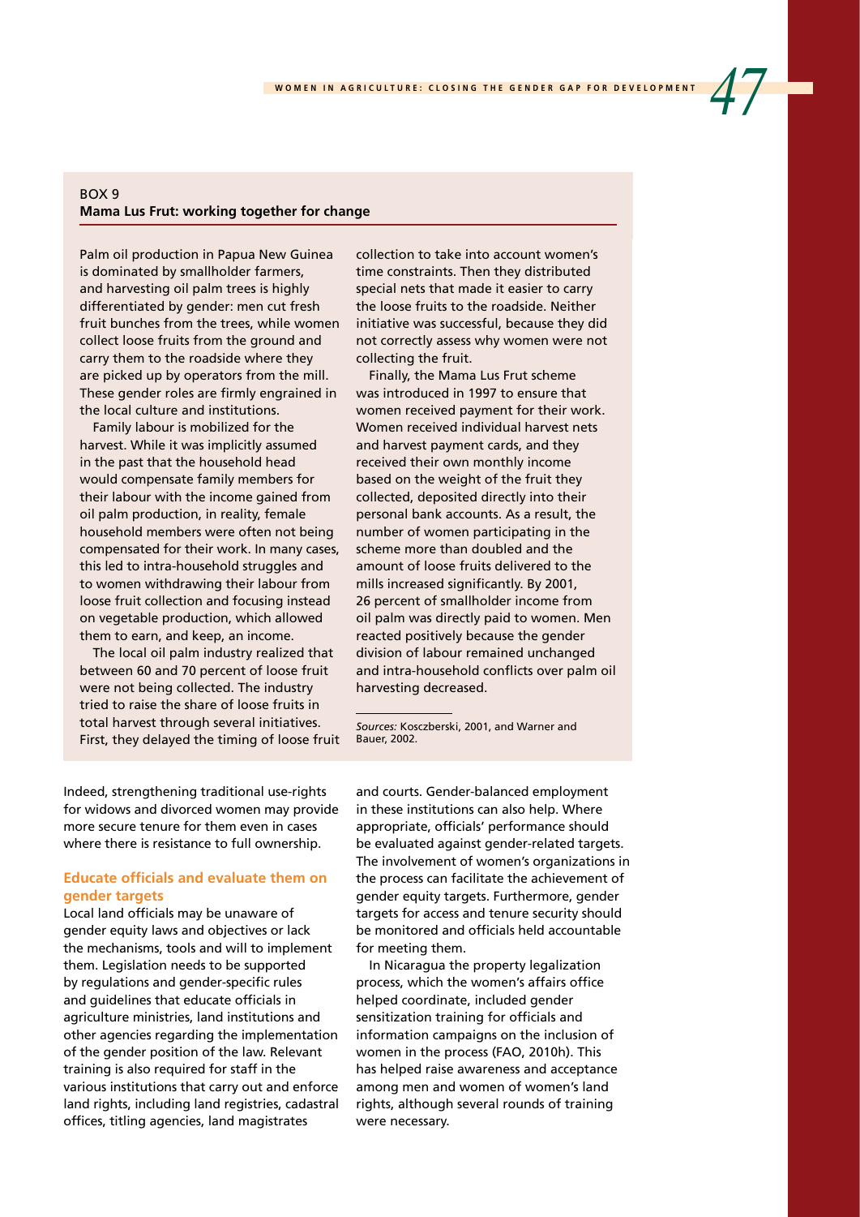BOX 9
**Mama Lus Frut: working together for change**

Palm oil production in Papua New Guinea is dominated by smallholder farmers, and harvesting oil palm trees is highly differentiated by gender: men cut fresh fruit bunches from the trees, while women collect loose fruits from the ground and carry them to the roadside where they are picked up by operators from the mill. These gender roles are firmly engrained in the local culture and institutions.

Family labour is mobilized for the harvest. While it was implicitly assumed in the past that the household head would compensate family members for their labour with the income gained from oil palm production, in reality, female household members were often not being compensated for their work. In many cases, this led to intra-household struggles and to women withdrawing their labour from loose fruit collection and focusing instead on vegetable production, which allowed them to earn, and keep, an income.

The local oil palm industry realized that between 60 and 70 percent of loose fruit were not being collected. The industry tried to raise the share of loose fruits in total harvest through several initiatives. First, they delayed the timing of loose fruit collection to take into account women's time constraints. Then they distributed special nets that made it easier to carry the loose fruits to the roadside. Neither initiative was successful, because they did not correctly assess why women were not collecting the fruit.

Finally, the Mama Lus Frut scheme was introduced in 1997 to ensure that women received payment for their work. Women received individual harvest nets and harvest payment cards, and they received their own monthly income based on the weight of the fruit they collected, deposited directly into their personal bank accounts. As a result, the number of women participating in the scheme more than doubled and the amount of loose fruits delivered to the mills increased significantly. By 2001, 26 percent of smallholder income from oil palm was directly paid to women. Men reacted positively because the gender division of labour remained unchanged and intra-household conflicts over palm oil harvesting decreased.

*Sources:* Koczberski, 2001, and Warner and Bauer, 2002.

Indeed, strengthening traditional use-rights for widows and divorced women may provide more secure tenure for them even in cases where there is resistance to full ownership.

### Educate officials and evaluate them on gender targets

Local land officials may be unaware of gender equity laws and objectives or lack the mechanisms, tools and will to implement them. Legislation needs to be supported by regulations and gender-specific rules and guidelines that educate officials in agriculture ministries, land institutions and other agencies regarding the implementation of the gender position of the law. Relevant training is also required for staff in the various institutions that carry out and enforce land rights, including land registries, cadastral offices, titling agencies, land magistrates and courts. Gender-balanced employment in these institutions can also help. Where appropriate, officials' performance should be evaluated against gender-related targets. The involvement of women's organizations in the process can facilitate the achievement of gender equity targets. Furthermore, gender targets for access and tenure security should be monitored and officials held accountable for meeting them.

In Nicaragua the property legalization process, which the women's affairs office helped coordinate, included gender sensitization training for officials and information campaigns on the inclusion of women in the process (FAO, 2010h). This has helped raise awareness and acceptance among men and women of women's land rights, although several rounds of training were necessary.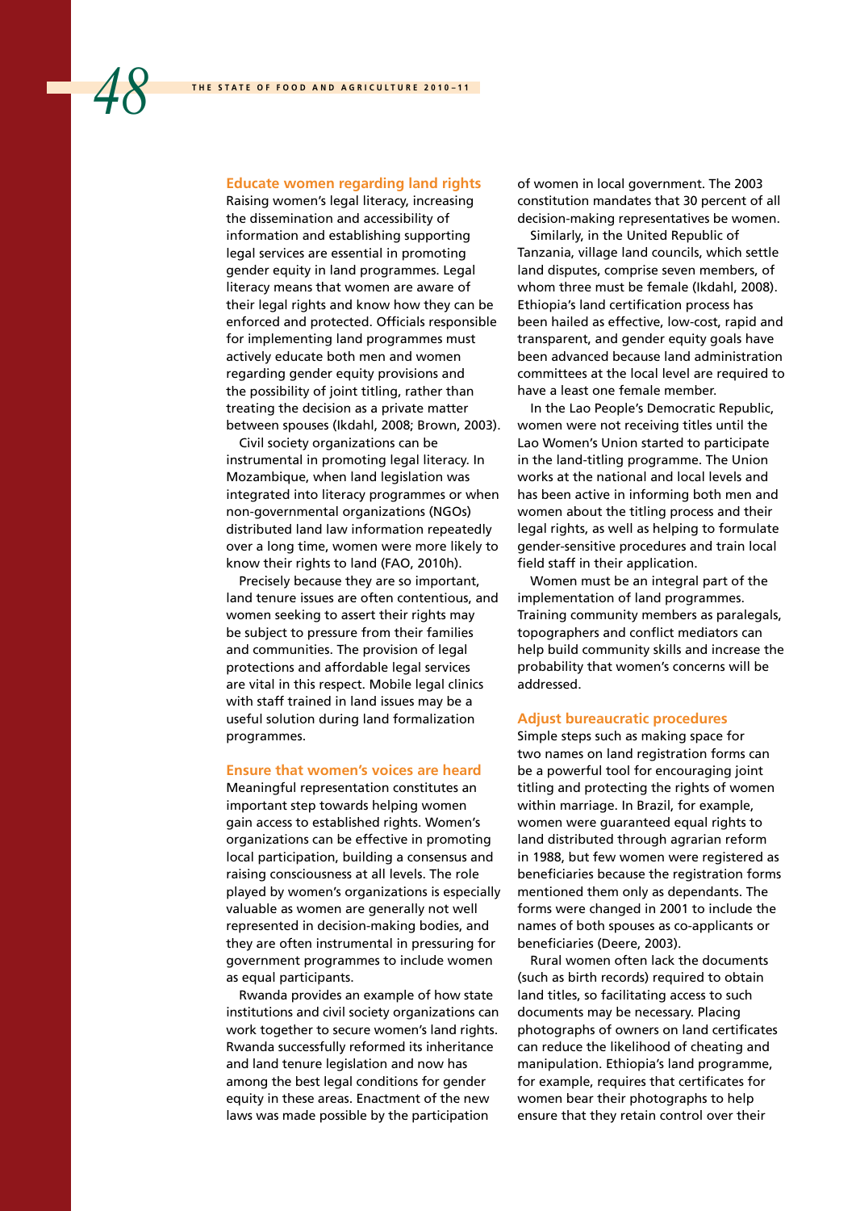### Educate women regarding land rights

Raising women's legal literacy, increasing the dissemination and accessibility of information and establishing supporting legal services are essential in promoting gender equity in land programmes. Legal literacy means that women are aware of their legal rights and know how they can be enforced and protected. Officials responsible for implementing land programmes must actively educate both men and women regarding gender equity provisions and the possibility of joint titling, rather than treating the decision as a private matter between spouses (Ikdahl, 2008; Brown, 2003).

Civil society organizations can be instrumental in promoting legal literacy. In Mozambique, when land legislation was integrated into literacy programmes or when non-governmental organizations (NGOs) distributed land law information repeatedly over a long time, women were more likely to know their rights to land (FAO, 2010h).

Precisely because they are so important, land tenure issues are often contentious, and women seeking to assert their rights may be subject to pressure from their families and communities. The provision of legal protections and affordable legal services are vital in this respect. Mobile legal clinics with staff trained in land issues may be a useful solution during land formalization programmes.

### Ensure that women's voices are heard

Meaningful representation constitutes an important step towards helping women gain access to established rights. Women's organizations can be effective in promoting local participation, building a consensus and raising consciousness at all levels. The role played by women's organizations is especially valuable as women are generally not well represented in decision-making bodies, and they are often instrumental in pressuring for government programmes to include women as equal participants.

Rwanda provides an example of how state institutions and civil society organizations can work together to secure women's land rights. Rwanda successfully reformed its inheritance and land tenure legislation and now has among the best legal conditions for gender equity in these areas. Enactment of the new laws was made possible by the participation of women in local government. The 2003 constitution mandates that 30 percent of all decision-making representatives be women.

Similarly, in the United Republic of Tanzania, village land councils, which settle land disputes, comprise seven members, of whom three must be female (Ikdahl, 2008). Ethiopia's land certification process has been hailed as effective, low-cost, rapid and transparent, and gender equity goals have been advanced because land administration committees at the local level are required to have a least one female member.

In the Lao People's Democratic Republic, women were not receiving titles until the Lao Women's Union started to participate in the land-titling programme. The Union works at the national and local levels and has been active in informing both men and women about the titling process and their legal rights, as well as helping to formulate gender-sensitive procedures and train local field staff in their application.

Women must be an integral part of the implementation of land programmes. Training community members as paralegals, topographers and conflict mediators can help build community skills and increase the probability that women's concerns will be addressed.

### Adjust bureaucratic procedures

Simple steps such as making space for two names on land registration forms can be a powerful tool for encouraging joint titling and protecting the rights of women within marriage. In Brazil, for example, women were guaranteed equal rights to land distributed through agrarian reform in 1988, but few women were registered as beneficiaries because the registration forms mentioned them only as dependants. The forms were changed in 2001 to include the names of both spouses as co-applicants or beneficiaries (Deere, 2003).

Rural women often lack the documents (such as birth records) required to obtain land titles, so facilitating access to such documents may be necessary. Placing photographs of owners on land certificates can reduce the likelihood of cheating and manipulation. Ethiopia's land programme, for example, requires that certificates for women bear their photographs to help ensure that they retain control over their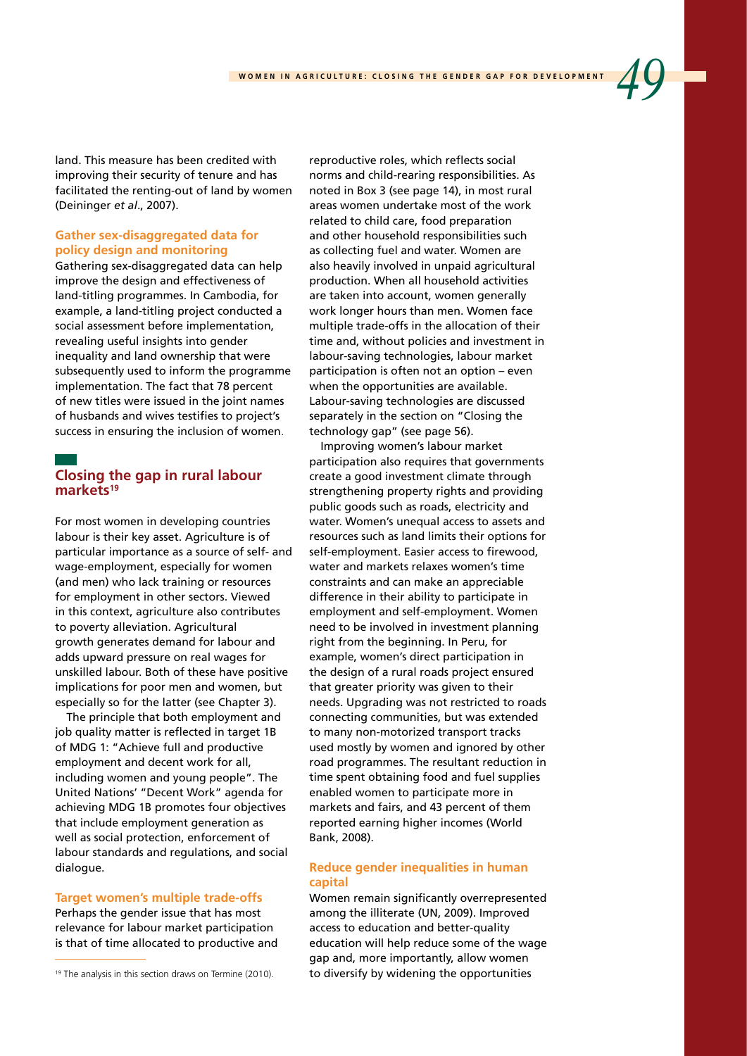land. This measure has been credited with improving their security of tenure and has facilitated the renting-out of land by women (Deininger *et al*., 2007).

### Gather sex-disaggregated data for policy design and monitoring

Gathering sex-disaggregated data can help improve the design and effectiveness of land-titling programmes. In Cambodia, for example, a land-titling project conducted a social assessment before implementation, revealing useful insights into gender inequality and land ownership that were subsequently used to inform the programme implementation. The fact that 78 percent of new titles were issued in the joint names of husbands and wives testifies to project's success in ensuring the inclusion of women.

## Closing the gap in rural labour markets[19]

For most women in developing countries labour is their key asset. Agriculture is of particular importance as a source of self- and wage-employment, especially for women (and men) who lack training or resources for employment in other sectors. Viewed in this context, agriculture also contributes to poverty alleviation. Agricultural growth generates demand for labour and adds upward pressure on real wages for unskilled labour. Both of these have positive implications for poor men and women, but especially so for the latter (see Chapter 3).

The principle that both employment and job quality matter is reflected in target 1B of MDG 1: "Achieve full and productive employment and decent work for all, including women and young people". The United Nations' "Decent Work" agenda for achieving MDG 1B promotes four objectives that include employment generation as well as social protection, enforcement of labour standards and regulations, and social dialogue.

### Target women's multiple trade-offs

Perhaps the gender issue that has most relevance for labour market participation is that of time allocated to productive and reproductive roles, which reflects social norms and child-rearing responsibilities. As noted in Box 3 (see page 14), in most rural areas women undertake most of the work related to child care, food preparation and other household responsibilities such as collecting fuel and water. Women are also heavily involved in unpaid agricultural production. When all household activities are taken into account, women generally work longer hours than men. Women face multiple trade-offs in the allocation of their time and, without policies and investment in labour-saving technologies, labour market participation is often not an option – even when the opportunities are available. Labour-saving technologies are discussed separately in the section on "Closing the technology gap" (see page 56).

Improving women's labour market participation also requires that governments create a good investment climate through strengthening property rights and providing public goods such as roads, electricity and water. Women's unequal access to assets and resources such as land limits their options for self-employment. Easier access to firewood, water and markets relaxes women's time constraints and can make an appreciable difference in their ability to participate in employment and self-employment. Women need to be involved in investment planning right from the beginning. In Peru, for example, women's direct participation in the design of a rural roads project ensured that greater priority was given to their needs. Upgrading was not restricted to roads connecting communities, but was extended to many non-motorized transport tracks used mostly by women and ignored by other road programmes. The resultant reduction in time spent obtaining food and fuel supplies enabled women to participate more in markets and fairs, and 43 percent of them reported earning higher incomes (World Bank, 2008).

### Reduce gender inequalities in human capital

Women remain significantly overrepresented among the illiterate (UN, 2009). Improved access to education and better-quality education will help reduce some of the wage gap and, more importantly, allow women to diversify by widening the opportunities

[19] The analysis in this section draws on Termine (2010).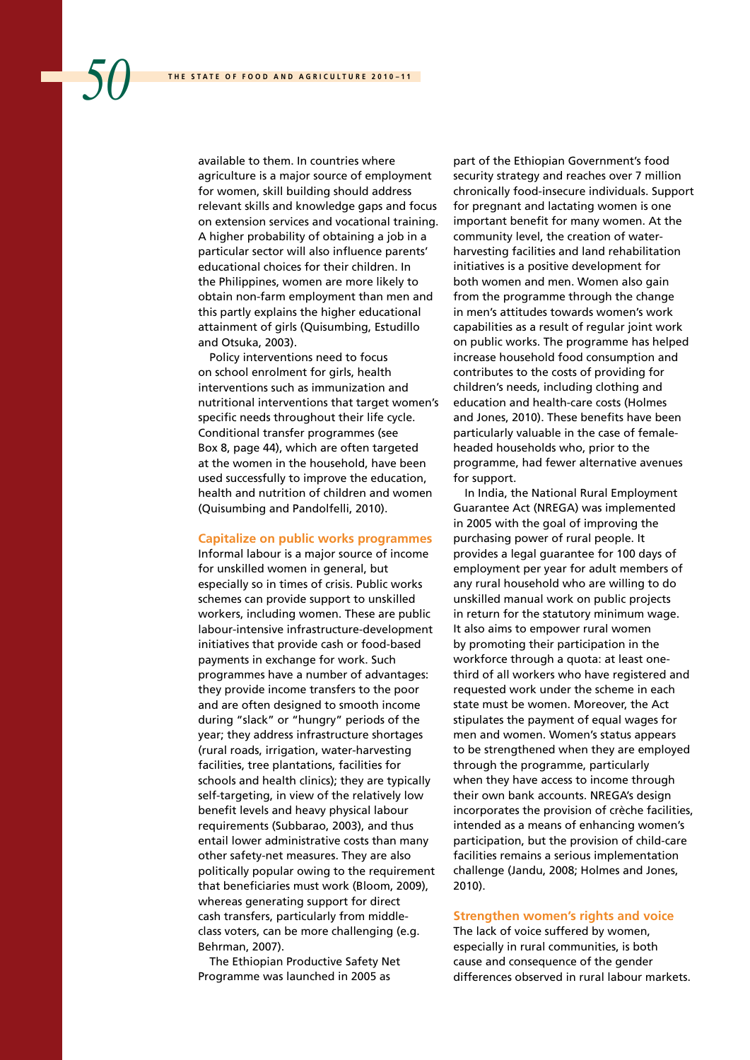available to them. In countries where agriculture is a major source of employment for women, skill building should address relevant skills and knowledge gaps and focus on extension services and vocational training. A higher probability of obtaining a job in a particular sector will also influence parents' educational choices for their children. In the Philippines, women are more likely to obtain non-farm employment than men and this partly explains the higher educational attainment of girls (Quisumbing, Estudillo and Otsuka, 2003).

Policy interventions need to focus on school enrolment for girls, health interventions such as immunization and nutritional interventions that target women's specific needs throughout their life cycle. Conditional transfer programmes (see Box 8, page 44), which are often targeted at the women in the household, have been used successfully to improve the education, health and nutrition of children and women (Quisumbing and Pandolfelli, 2010).

### Capitalize on public works programmes

Informal labour is a major source of income for unskilled women in general, but especially so in times of crisis. Public works schemes can provide support to unskilled workers, including women. These are public labour-intensive infrastructure-development initiatives that provide cash or food-based payments in exchange for work. Such programmes have a number of advantages: they provide income transfers to the poor and are often designed to smooth income during "slack" or "hungry" periods of the year; they address infrastructure shortages (rural roads, irrigation, water-harvesting facilities, tree plantations, facilities for schools and health clinics); they are typically self-targeting, in view of the relatively low benefit levels and heavy physical labour requirements (Subbarao, 2003), and thus entail lower administrative costs than many other safety-net measures. They are also politically popular owing to the requirement that beneficiaries must work (Bloom, 2009), whereas generating support for direct cash transfers, particularly from middle-class voters, can be more challenging (e.g. Behrman, 2007).

The Ethiopian Productive Safety Net Programme was launched in 2005 as part of the Ethiopian Government's food security strategy and reaches over 7 million chronically food-insecure individuals. Support for pregnant and lactating women is one important benefit for many women. At the community level, the creation of water-harvesting facilities and land rehabilitation initiatives is a positive development for both women and men. Women also gain from the programme through the change in men's attitudes towards women's work capabilities as a result of regular joint work on public works. The programme has helped increase household food consumption and contributes to the costs of providing for children's needs, including clothing and education and health-care costs (Holmes and Jones, 2010). These benefits have been particularly valuable in the case of female-headed households who, prior to the programme, had fewer alternative avenues for support.

In India, the National Rural Employment Guarantee Act (NREGA) was implemented in 2005 with the goal of improving the purchasing power of rural people. It provides a legal guarantee for 100 days of employment per year for adult members of any rural household who are willing to do unskilled manual work on public projects in return for the statutory minimum wage. It also aims to empower rural women by promoting their participation in the workforce through a quota: at least one-third of all workers who have registered and requested work under the scheme in each state must be women. Moreover, the Act stipulates the payment of equal wages for men and women. Women's status appears to be strengthened when they are employed through the programme, particularly when they have access to income through their own bank accounts. NREGA's design incorporates the provision of crèche facilities, intended as a means of enhancing women's participation, but the provision of child-care facilities remains a serious implementation challenge (Jandu, 2008; Holmes and Jones, 2010).

### Strengthen women's rights and voice

The lack of voice suffered by women, especially in rural communities, is both cause and consequence of the gender differences observed in rural labour markets.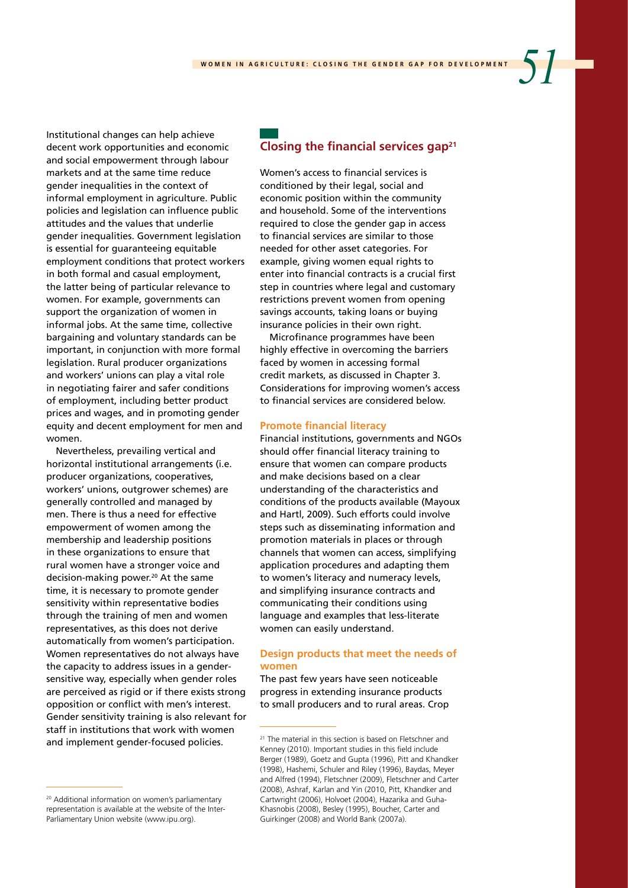Institutional changes can help achieve decent work opportunities and economic and social empowerment through labour markets and at the same time reduce gender inequalities in the context of informal employment in agriculture. Public policies and legislation can influence public attitudes and the values that underlie gender inequalities. Government legislation is essential for guaranteeing equitable employment conditions that protect workers in both formal and casual employment, the latter being of particular relevance to women. For example, governments can support the organization of women in informal jobs. At the same time, collective bargaining and voluntary standards can be important, in conjunction with more formal legislation. Rural producer organizations and workers' unions can play a vital role in negotiating fairer and safer conditions of employment, including better product prices and wages, and in promoting gender equity and decent employment for men and women.

Nevertheless, prevailing vertical and horizontal institutional arrangements (i.e. producer organizations, cooperatives, workers' unions, outgrower schemes) are generally controlled and managed by men. There is thus a need for effective empowerment of women among the membership and leadership positions in these organizations to ensure that rural women have a stronger voice and decision-making power.[20] At the same time, it is necessary to promote gender sensitivity within representative bodies through the training of men and women representatives, as this does not derive automatically from women's participation. Women representatives do not always have the capacity to address issues in a gender-sensitive way, especially when gender roles are perceived as rigid or if there exists strong opposition or conflict with men's interest. Gender sensitivity training is also relevant for staff in institutions that work with women and implement gender-focused policies.

## Closing the financial services gap[21]

Women's access to financial services is conditioned by their legal, social and economic position within the community and household. Some of the interventions required to close the gender gap in access to financial services are similar to those needed for other asset categories. For example, giving women equal rights to enter into financial contracts is a crucial first step in countries where legal and customary restrictions prevent women from opening savings accounts, taking loans or buying insurance policies in their own right.

Microfinance programmes have been highly effective in overcoming the barriers faced by women in accessing formal credit markets, as discussed in Chapter 3. Considerations for improving women's access to financial services are considered below.

### Promote financial literacy

Financial institutions, governments and NGOs should offer financial literacy training to ensure that women can compare products and make decisions based on a clear understanding of the characteristics and conditions of the products available (Mayoux and Hartl, 2009). Such efforts could involve steps such as disseminating information and promotion materials in places or through channels that women can access, simplifying application procedures and adapting them to women's literacy and numeracy levels, and simplifying insurance contracts and communicating their conditions using language and examples that less-literate women can easily understand.

### Design products that meet the needs of women

The past few years have seen noticeable progress in extending insurance products to small producers and to rural areas. Crop

---

[20] Additional information on women's parliamentary representation is available at the website of the Inter-Parliamentary Union website (www.ipu.org).

[21] The material in this section is based on Fletschner and Kenney (2010). Important studies in this field include Berger (1989), Goetz and Gupta (1996), Pitt and Khandker (1998), Hashemi, Schuler and Riley (1996), Baydas, Meyer and Alfred (1994), Fletschner (2009), Fletschner and Carter (2008), Ashraf, Karlan and Yin (2010, Pitt, Khandker and Cartwright (2006), Holvoet (2004), Hazarika and Guha-Khasnobis (2008), Besley (1995), Boucher, Carter and Guirkinger (2008) and World Bank (2007a).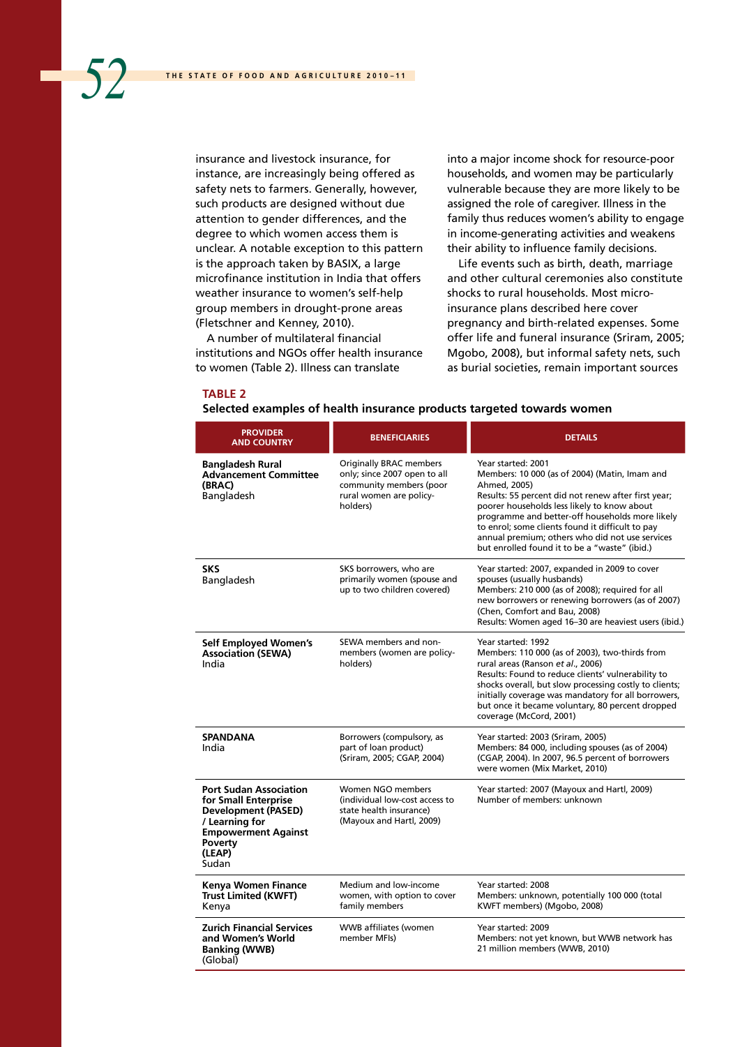insurance and livestock insurance, for instance, are increasingly being offered as safety nets to farmers. Generally, however, such products are designed without due attention to gender differences, and the degree to which women access them is unclear. A notable exception to this pattern is the approach taken by BASIX, a large microfinance institution in India that offers weather insurance to women's self-help group members in drought-prone areas (Fletschner and Kenney, 2010).

A number of multilateral financial institutions and NGOs offer health insurance to women (Table 2). Illness can translate into a major income shock for resource-poor households, and women may be particularly vulnerable because they are more likely to be assigned the role of caregiver. Illness in the family thus reduces women's ability to engage in income-generating activities and weakens their ability to influence family decisions.

Life events such as birth, death, marriage and other cultural ceremonies also constitute shocks to rural households. Most micro-insurance plans described here cover pregnancy and birth-related expenses. Some offer life and funeral insurance (Sriram, 2005; Mgobo, 2008), but informal safety nets, such as burial societies, remain important sources

**TABLE 2**
**Selected examples of health insurance products targeted towards women**

| PROVIDER AND COUNTRY | BENEFICIARIES | DETAILS |
|---|---|---|
| **Bangladesh Rural Advancement Committee (BRAC)** Bangladesh | Originally BRAC members only; since 2007 open to all community members (poor rural women are policy-holders) | Year started: 2001<br>Members: 10 000 (as of 2004) (Matin, Imam and Ahmed, 2005)<br>Results: 55 percent did not renew after first year; poorer households less likely to know about programme and better-off households more likely to enrol; some clients found it difficult to pay annual premium; others who did not use services but enrolled found it to be a "waste" (ibid.) |
| **SKS** Bangladesh | SKS borrowers, who are primarily women (spouse and up to two children covered) | Year started: 2007, expanded in 2009 to cover spouses (usually husbands)<br>Members: 210 000 (as of 2008); required for all new borrowers or renewing borrowers (as of 2007) (Chen, Comfort and Bau, 2008)<br>Results: Women aged 16–30 are heaviest users (ibid.) |
| **Self Employed Women's Association (SEWA)** India | SEWA members and non-members (women are policy-holders) | Year started: 1992<br>Members: 110 000 (as of 2003), two-thirds from rural areas (Ranson *et al.*, 2006)<br>Results: Found to reduce clients' vulnerability to shocks overall, but slow processing costly to clients; initially coverage was mandatory for all borrowers, but once it became voluntary, 80 percent dropped coverage (McCord, 2001) |
| **SPANDANA** India | Borrowers (compulsory, as part of loan product) (Sriram, 2005; CGAP, 2004) | Year started: 2003 (Sriram, 2005)<br>Members: 84 000, including spouses (as of 2004) (CGAP, 2004). In 2007, 96.5 percent of borrowers were women (Mix Market, 2010) |
| **Port Sudan Association for Small Enterprise Development (PASED) / Learning for Empowerment Against Poverty (LEAP)** Sudan | Women NGO members (individual low-cost access to state health insurance) (Mayoux and Hartl, 2009) | Year started: 2007 (Mayoux and Hartl, 2009)<br>Number of members: unknown |
| **Kenya Women Finance Trust Limited (KWFT)** Kenya | Medium and low-income women, with option to cover family members | Year started: 2008<br>Members: unknown, potentially 100 000 (total KWFT members) (Mgobo, 2008) |
| **Zurich Financial Services and Women's World Banking (WWB)** (Global) | WWB affiliates (women member MFIs) | Year started: 2009<br>Members: not yet known, but WWB network has 21 million members (WWB, 2010) |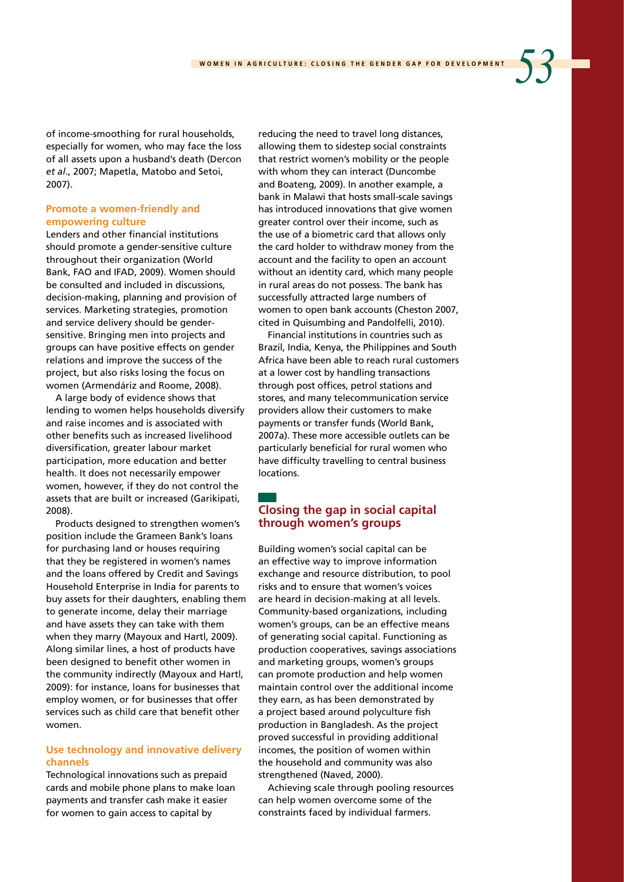of income-smoothing for rural households, especially for women, who may face the loss of all assets upon a husband's death (Dercon *et al*., 2007; Mapetla, Matobo and Setoi, 2007).

### Promote a women-friendly and empowering culture

Lenders and other financial institutions should promote a gender-sensitive culture throughout their organization (World Bank, FAO and IFAD, 2009). Women should be consulted and included in discussions, decision-making, planning and provision of services. Marketing strategies, promotion and service delivery should be gender-sensitive. Bringing men into projects and groups can have positive effects on gender relations and improve the success of the project, but also risks losing the focus on women (Armendáriz and Roome, 2008).

A large body of evidence shows that lending to women helps households diversify and raise incomes and is associated with other benefits such as increased livelihood diversification, greater labour market participation, more education and better health. It does not necessarily empower women, however, if they do not control the assets that are built or increased (Garikipati, 2008).

Products designed to strengthen women's position include the Grameen Bank's loans for purchasing land or houses requiring that they be registered in women's names and the loans offered by Credit and Savings Household Enterprise in India for parents to buy assets for their daughters, enabling them to generate income, delay their marriage and have assets they can take with them when they marry (Mayoux and Hartl, 2009). Along similar lines, a host of products have been designed to benefit other women in the community indirectly (Mayoux and Hartl, 2009): for instance, loans for businesses that employ women, or for businesses that offer services such as child care that benefit other women.

### Use technology and innovative delivery channels

Technological innovations such as prepaid cards and mobile phone plans to make loan payments and transfer cash make it easier for women to gain access to capital by reducing the need to travel long distances, allowing them to sidestep social constraints that restrict women's mobility or the people with whom they can interact (Duncombe and Boateng, 2009). In another example, a bank in Malawi that hosts small-scale savings has introduced innovations that give women greater control over their income, such as the use of a biometric card that allows only the card holder to withdraw money from the account and the facility to open an account without an identity card, which many people in rural areas do not possess. The bank has successfully attracted large numbers of women to open bank accounts (Cheston 2007, cited in Quisumbing and Pandolfelli, 2010).

Financial institutions in countries such as Brazil, India, Kenya, the Philippines and South Africa have been able to reach rural customers at a lower cost by handling transactions through post offices, petrol stations and stores, and many telecommunication service providers allow their customers to make payments or transfer funds (World Bank, 2007a). These more accessible outlets can be particularly beneficial for rural women who have difficulty travelling to central business locations.

## Closing the gap in social capital through women's groups

Building women's social capital can be an effective way to improve information exchange and resource distribution, to pool risks and to ensure that women's voices are heard in decision-making at all levels. Community-based organizations, including women's groups, can be an effective means of generating social capital. Functioning as production cooperatives, savings associations and marketing groups, women's groups can promote production and help women maintain control over the additional income they earn, as has been demonstrated by a project based around polyculture fish production in Bangladesh. As the project proved successful in providing additional incomes, the position of women within the household and community was also strengthened (Naved, 2000).

Achieving scale through pooling resources can help women overcome some of the constraints faced by individual farmers.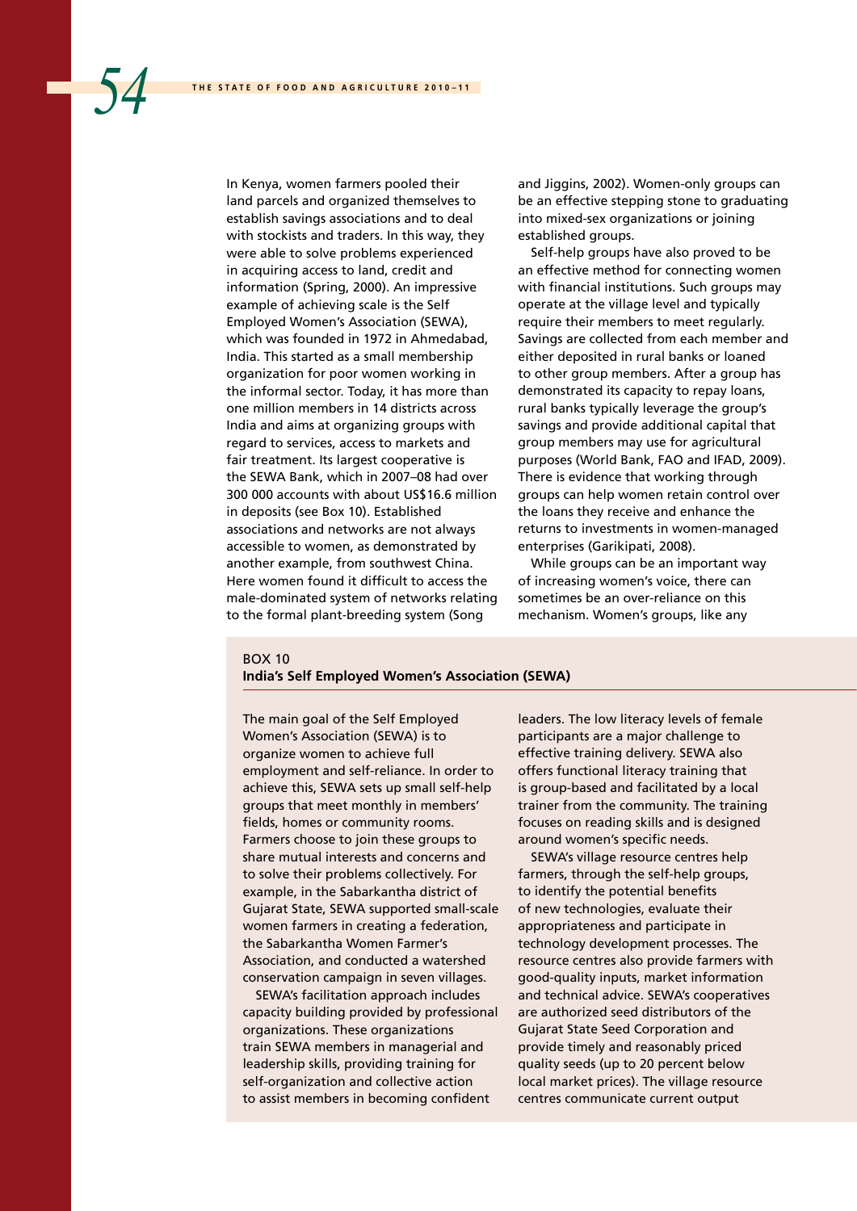In Kenya, women farmers pooled their land parcels and organized themselves to establish savings associations and to deal with stockists and traders. In this way, they were able to solve problems experienced in acquiring access to land, credit and information (Spring, 2000). An impressive example of achieving scale is the Self Employed Women's Association (SEWA), which was founded in 1972 in Ahmedabad, India. This started as a small membership organization for poor women working in the informal sector. Today, it has more than one million members in 14 districts across India and aims at organizing groups with regard to services, access to markets and fair treatment. Its largest cooperative is the SEWA Bank, which in 2007–08 had over 300 000 accounts with about US$16.6 million in deposits (see Box 10). Established associations and networks are not always accessible to women, as demonstrated by another example, from southwest China. Here women found it difficult to access the male-dominated system of networks relating to the formal plant-breeding system (Song and Jiggins, 2002). Women-only groups can be an effective stepping stone to graduating into mixed-sex organizations or joining established groups.

Self-help groups have also proved to be an effective method for connecting women with financial institutions. Such groups may operate at the village level and typically require their members to meet regularly. Savings are collected from each member and either deposited in rural banks or loaned to other group members. After a group has demonstrated its capacity to repay loans, rural banks typically leverage the group's savings and provide additional capital that group members may use for agricultural purposes (World Bank, FAO and IFAD, 2009). There is evidence that working through groups can help women retain control over the loans they receive and enhance the returns to investments in women-managed enterprises (Garikipati, 2008).

While groups can be an important way of increasing women's voice, there can sometimes be an over-reliance on this mechanism. Women's groups, like any

## BOX 10
**India's Self Employed Women's Association (SEWA)**

The main goal of the Self Employed Women's Association (SEWA) is to organize women to achieve full employment and self-reliance. In order to achieve this, SEWA sets up small self-help groups that meet monthly in members' fields, homes or community rooms. Farmers choose to join these groups to share mutual interests and concerns and to solve their problems collectively. For example, in the Sabarkantha district of Gujarat State, SEWA supported small-scale women farmers in creating a federation, the Sabarkantha Women Farmer's Association, and conducted a watershed conservation campaign in seven villages.

SEWA's facilitation approach includes capacity building provided by professional organizations. These organizations train SEWA members in managerial and leadership skills, providing training for self-organization and collective action to assist members in becoming confident leaders. The low literacy levels of female participants are a major challenge to effective training delivery. SEWA also offers functional literacy training that is group-based and facilitated by a local trainer from the community. The training focuses on reading skills and is designed around women's specific needs.

SEWA's village resource centres help farmers, through the self-help groups, to identify the potential benefits of new technologies, evaluate their appropriateness and participate in technology development processes. The resource centres also provide farmers with good-quality inputs, market information and technical advice. SEWA's cooperatives are authorized seed distributors of the Gujarat State Seed Corporation and provide timely and reasonably priced quality seeds (up to 20 percent below local market prices). The village resource centres communicate current output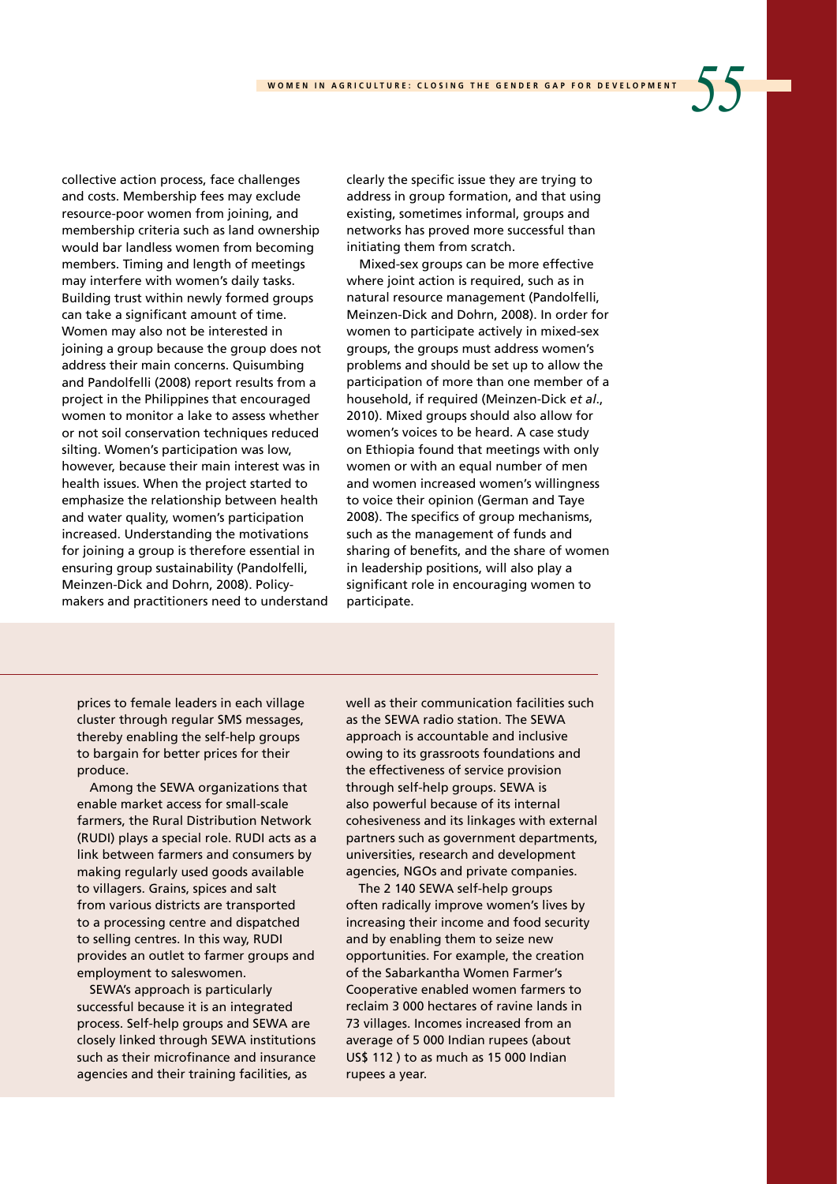collective action process, face challenges and costs. Membership fees may exclude resource-poor women from joining, and membership criteria such as land ownership would bar landless women from becoming members. Timing and length of meetings may interfere with women's daily tasks. Building trust within newly formed groups can take a significant amount of time. Women may also not be interested in joining a group because the group does not address their main concerns. Quisumbing and Pandolfelli (2008) report results from a project in the Philippines that encouraged women to monitor a lake to assess whether or not soil conservation techniques reduced silting. Women's participation was low, however, because their main interest was in health issues. When the project started to emphasize the relationship between health and water quality, women's participation increased. Understanding the motivations for joining a group is therefore essential in ensuring group sustainability (Pandolfelli, Meinzen-Dick and Dohrn, 2008). Policy-makers and practitioners need to understand clearly the specific issue they are trying to address in group formation, and that using existing, sometimes informal, groups and networks has proved more successful than initiating them from scratch.

Mixed-sex groups can be more effective where joint action is required, such as in natural resource management (Pandolfelli, Meinzen-Dick and Dohrn, 2008). In order for women to participate actively in mixed-sex groups, the groups must address women's problems and should be set up to allow the participation of more than one member of a household, if required (Meinzen-Dick *et al*., 2010). Mixed groups should also allow for women's voices to be heard. A case study on Ethiopia found that meetings with only women or with an equal number of men and women increased women's willingness to voice their opinion (German and Taye 2008). The specifics of group mechanisms, such as the management of funds and sharing of benefits, and the share of women in leadership positions, will also play a significant role in encouraging women to participate.

---

prices to female leaders in each village cluster through regular SMS messages, thereby enabling the self-help groups to bargain for better prices for their produce.

Among the SEWA organizations that enable market access for small-scale farmers, the Rural Distribution Network (RUDI) plays a special role. RUDI acts as a link between farmers and consumers by making regularly used goods available to villagers. Grains, spices and salt from various districts are transported to a processing centre and dispatched to selling centres. In this way, RUDI provides an outlet to farmer groups and employment to saleswomen.

SEWA's approach is particularly successful because it is an integrated process. Self-help groups and SEWA are closely linked through SEWA institutions such as their microfinance and insurance agencies and their training facilities, as well as their communication facilities such as the SEWA radio station. The SEWA approach is accountable and inclusive owing to its grassroots foundations and the effectiveness of service provision through self-help groups. SEWA is also powerful because of its internal cohesiveness and its linkages with external partners such as government departments, universities, research and development agencies, NGOs and private companies.

The 2 140 SEWA self-help groups often radically improve women's lives by increasing their income and food security and by enabling them to seize new opportunities. For example, the creation of the Sabarkantha Women Farmer's Cooperative enabled women farmers to reclaim 3 000 hectares of ravine lands in 73 villages. Incomes increased from an average of 5 000 Indian rupees (about US$ 112 ) to as much as 15 000 Indian rupees a year.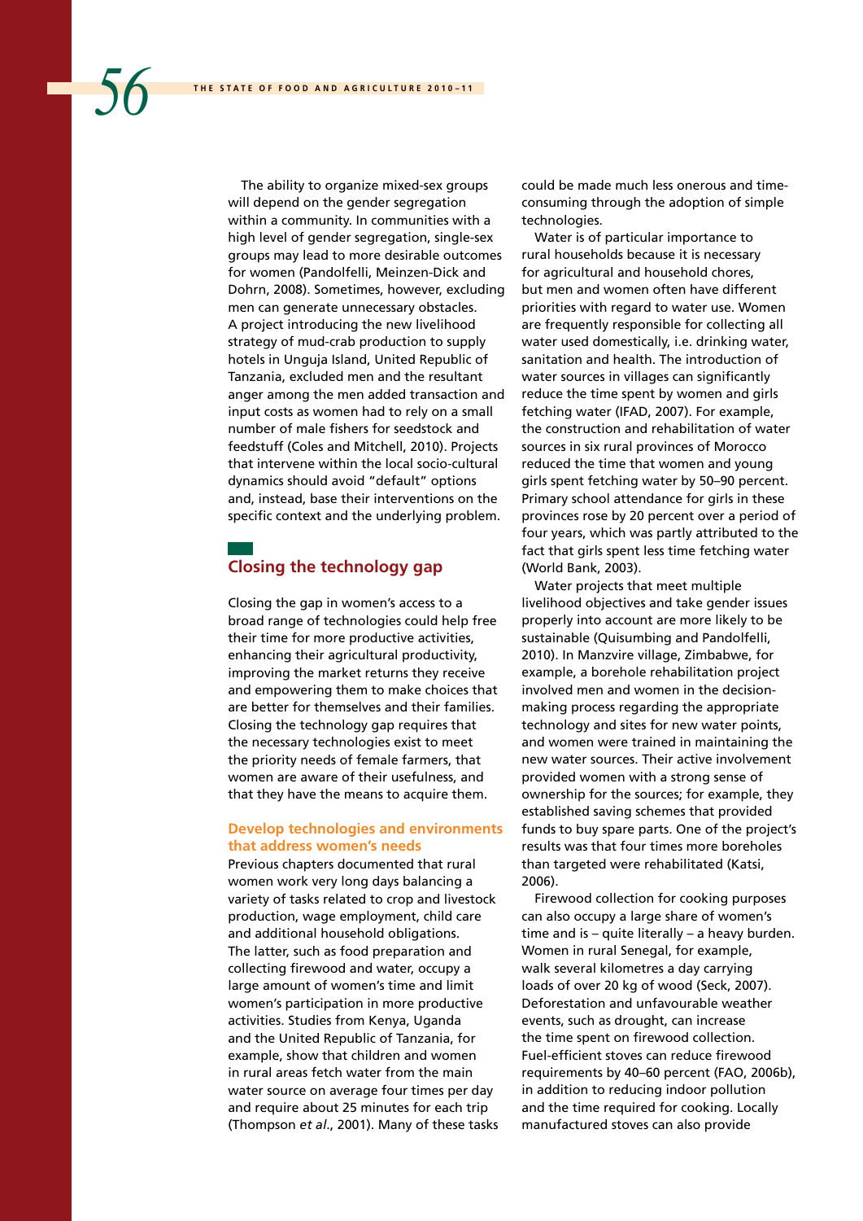The ability to organize mixed-sex groups will depend on the gender segregation within a community. In communities with a high level of gender segregation, single-sex groups may lead to more desirable outcomes for women (Pandolfelli, Meinzen-Dick and Dohrn, 2008). Sometimes, however, excluding men can generate unnecessary obstacles. A project introducing the new livelihood strategy of mud-crab production to supply hotels in Unguja Island, United Republic of Tanzania, excluded men and the resultant anger among the men added transaction and input costs as women had to rely on a small number of male fishers for seedstock and feedstuff (Coles and Mitchell, 2010). Projects that intervene within the local socio-cultural dynamics should avoid "default" options and, instead, base their interventions on the specific context and the underlying problem.

## Closing the technology gap

Closing the gap in women's access to a broad range of technologies could help free their time for more productive activities, enhancing their agricultural productivity, improving the market returns they receive and empowering them to make choices that are better for themselves and their families. Closing the technology gap requires that the necessary technologies exist to meet the priority needs of female farmers, that women are aware of their usefulness, and that they have the means to acquire them.

### Develop technologies and environments that address women's needs

Previous chapters documented that rural women work very long days balancing a variety of tasks related to crop and livestock production, wage employment, child care and additional household obligations. The latter, such as food preparation and collecting firewood and water, occupy a large amount of women's time and limit women's participation in more productive activities. Studies from Kenya, Uganda and the United Republic of Tanzania, for example, show that children and women in rural areas fetch water from the main water source on average four times per day and require about 25 minutes for each trip (Thompson *et al.*, 2001). Many of these tasks could be made much less onerous and time-consuming through the adoption of simple technologies.

Water is of particular importance to rural households because it is necessary for agricultural and household chores, but men and women often have different priorities with regard to water use. Women are frequently responsible for collecting all water used domestically, i.e. drinking water, sanitation and health. The introduction of water sources in villages can significantly reduce the time spent by women and girls fetching water (IFAD, 2007). For example, the construction and rehabilitation of water sources in six rural provinces of Morocco reduced the time that women and young girls spent fetching water by 50–90 percent. Primary school attendance for girls in these provinces rose by 20 percent over a period of four years, which was partly attributed to the fact that girls spent less time fetching water (World Bank, 2003).

Water projects that meet multiple livelihood objectives and take gender issues properly into account are more likely to be sustainable (Quisumbing and Pandolfelli, 2010). In Manzvire village, Zimbabwe, for example, a borehole rehabilitation project involved men and women in the decision-making process regarding the appropriate technology and sites for new water points, and women were trained in maintaining the new water sources. Their active involvement provided women with a strong sense of ownership for the sources; for example, they established saving schemes that provided funds to buy spare parts. One of the project's results was that four times more boreholes than targeted were rehabilitated (Katsi, 2006).

Firewood collection for cooking purposes can also occupy a large share of women's time and is – quite literally – a heavy burden. Women in rural Senegal, for example, walk several kilometres a day carrying loads of over 20 kg of wood (Seck, 2007). Deforestation and unfavourable weather events, such as drought, can increase the time spent on firewood collection. Fuel-efficient stoves can reduce firewood requirements by 40–60 percent (FAO, 2006b), in addition to reducing indoor pollution and the time required for cooking. Locally manufactured stoves can also provide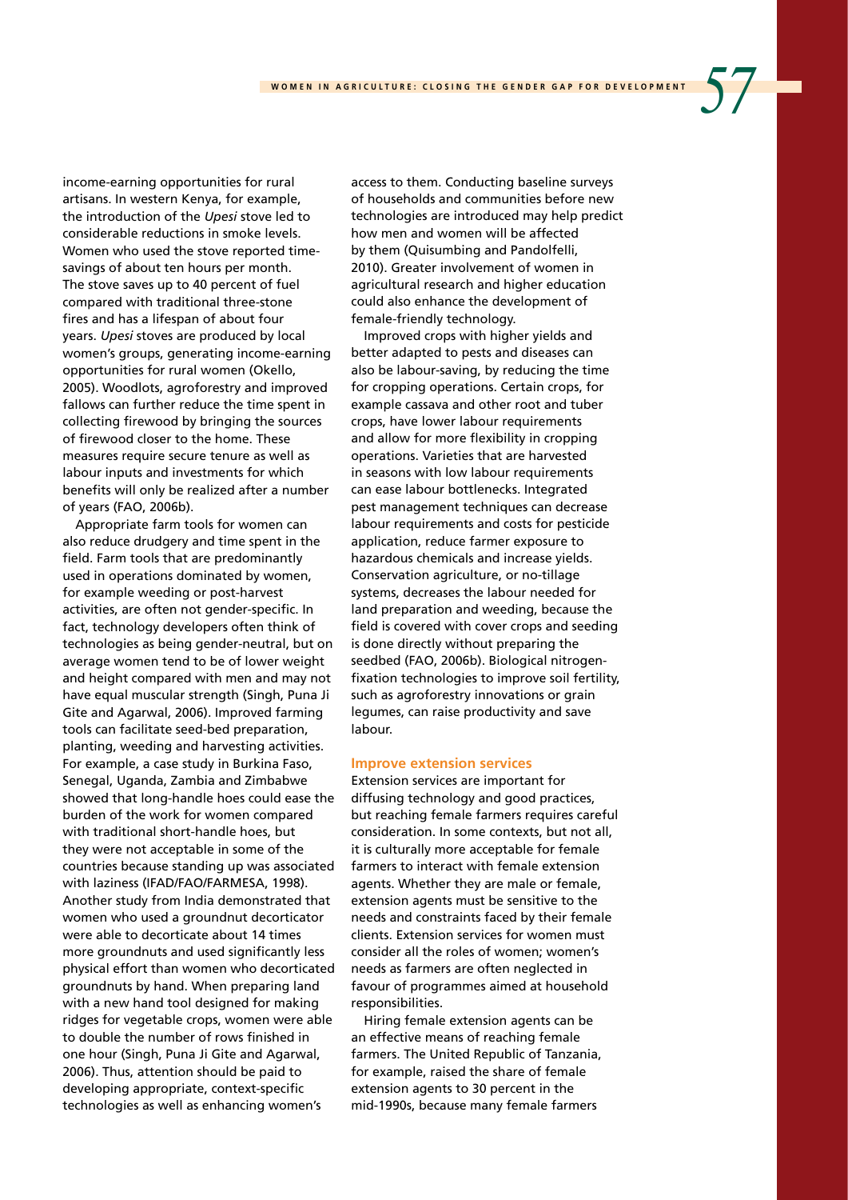income-earning opportunities for rural artisans. In western Kenya, for example, the introduction of the *Upesi* stove led to considerable reductions in smoke levels. Women who used the stove reported time-savings of about ten hours per month. The stove saves up to 40 percent of fuel compared with traditional three-stone fires and has a lifespan of about four years. *Upesi* stoves are produced by local women's groups, generating income-earning opportunities for rural women (Okello, 2005). Woodlots, agroforestry and improved fallows can further reduce the time spent in collecting firewood by bringing the sources of firewood closer to the home. These measures require secure tenure as well as labour inputs and investments for which benefits will only be realized after a number of years (FAO, 2006b).

Appropriate farm tools for women can also reduce drudgery and time spent in the field. Farm tools that are predominantly used in operations dominated by women, for example weeding or post-harvest activities, are often not gender-specific. In fact, technology developers often think of technologies as being gender-neutral, but on average women tend to be of lower weight and height compared with men and may not have equal muscular strength (Singh, Puna Ji Gite and Agarwal, 2006). Improved farming tools can facilitate seed-bed preparation, planting, weeding and harvesting activities. For example, a case study in Burkina Faso, Senegal, Uganda, Zambia and Zimbabwe showed that long-handle hoes could ease the burden of the work for women compared with traditional short-handle hoes, but they were not acceptable in some of the countries because standing up was associated with laziness (IFAD/FAO/FARMESA, 1998). Another study from India demonstrated that women who used a groundnut decorticator were able to decorticate about 14 times more groundnuts and used significantly less physical effort than women who decorticated groundnuts by hand. When preparing land with a new hand tool designed for making ridges for vegetable crops, women were able to double the number of rows finished in one hour (Singh, Puna Ji Gite and Agarwal, 2006). Thus, attention should be paid to developing appropriate, context-specific technologies as well as enhancing women's access to them. Conducting baseline surveys of households and communities before new technologies are introduced may help predict how men and women will be affected by them (Quisumbing and Pandolfelli, 2010). Greater involvement of women in agricultural research and higher education could also enhance the development of female-friendly technology.

Improved crops with higher yields and better adapted to pests and diseases can also be labour-saving, by reducing the time for cropping operations. Certain crops, for example cassava and other root and tuber crops, have lower labour requirements and allow for more flexibility in cropping operations. Varieties that are harvested in seasons with low labour requirements can ease labour bottlenecks. Integrated pest management techniques can decrease labour requirements and costs for pesticide application, reduce farmer exposure to hazardous chemicals and increase yields. Conservation agriculture, or no-tillage systems, decreases the labour needed for land preparation and weeding, because the field is covered with cover crops and seeding is done directly without preparing the seedbed (FAO, 2006b). Biological nitrogen-fixation technologies to improve soil fertility, such as agroforestry innovations or grain legumes, can raise productivity and save labour.

### Improve extension services

Extension services are important for diffusing technology and good practices, but reaching female farmers requires careful consideration. In some contexts, but not all, it is culturally more acceptable for female farmers to interact with female extension agents. Whether they are male or female, extension agents must be sensitive to the needs and constraints faced by their female clients. Extension services for women must consider all the roles of women; women's needs as farmers are often neglected in favour of programmes aimed at household responsibilities.

Hiring female extension agents can be an effective means of reaching female farmers. The United Republic of Tanzania, for example, raised the share of female extension agents to 30 percent in the mid-1990s, because many female farmers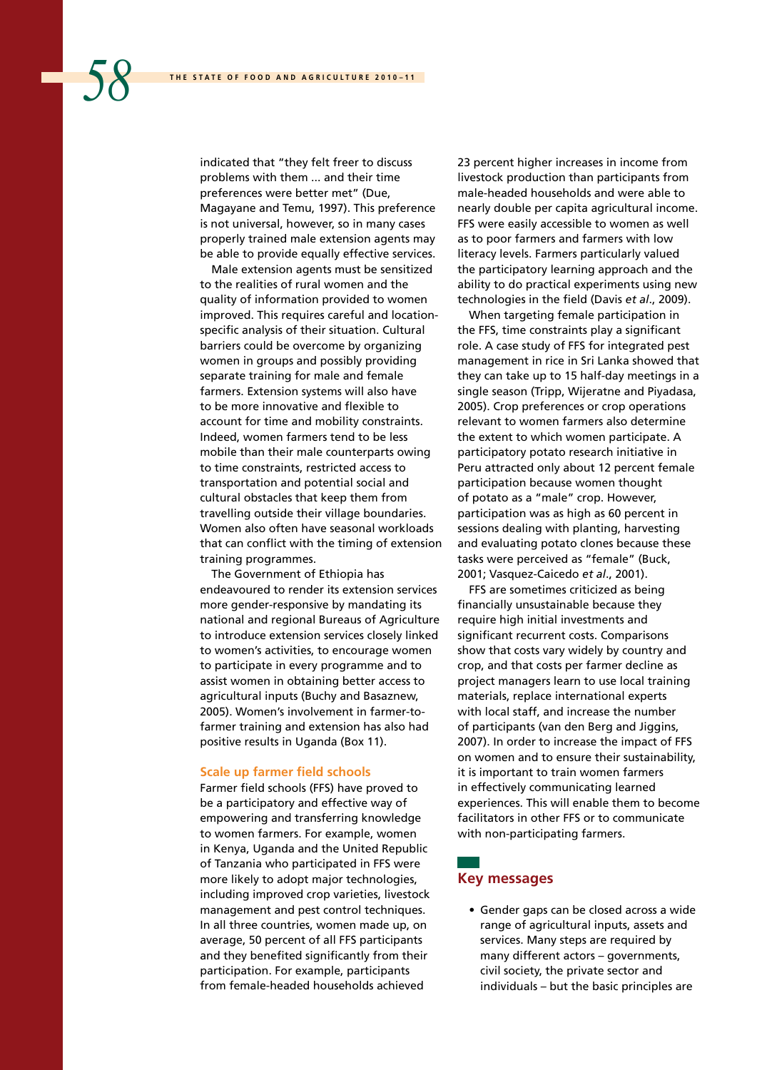indicated that "they felt freer to discuss problems with them ... and their time preferences were better met" (Due, Magayane and Temu, 1997). This preference is not universal, however, so in many cases properly trained male extension agents may be able to provide equally effective services.

Male extension agents must be sensitized to the realities of rural women and the quality of information provided to women improved. This requires careful and location-specific analysis of their situation. Cultural barriers could be overcome by organizing women in groups and possibly providing separate training for male and female farmers. Extension systems will also have to be more innovative and flexible to account for time and mobility constraints. Indeed, women farmers tend to be less mobile than their male counterparts owing to time constraints, restricted access to transportation and potential social and cultural obstacles that keep them from travelling outside their village boundaries. Women also often have seasonal workloads that can conflict with the timing of extension training programmes.

The Government of Ethiopia has endeavoured to render its extension services more gender-responsive by mandating its national and regional Bureaus of Agriculture to introduce extension services closely linked to women's activities, to encourage women to participate in every programme and to assist women in obtaining better access to agricultural inputs (Buchy and Basaznew, 2005). Women's involvement in farmer-to-farmer training and extension has also had positive results in Uganda (Box 11).

### Scale up farmer field schools

Farmer field schools (FFS) have proved to be a participatory and effective way of empowering and transferring knowledge to women farmers. For example, women in Kenya, Uganda and the United Republic of Tanzania who participated in FFS were more likely to adopt major technologies, including improved crop varieties, livestock management and pest control techniques. In all three countries, women made up, on average, 50 percent of all FFS participants and they benefited significantly from their participation. For example, participants from female-headed households achieved 23 percent higher increases in income from livestock production than participants from male-headed households and were able to nearly double per capita agricultural income. FFS were easily accessible to women as well as to poor farmers and farmers with low literacy levels. Farmers particularly valued the participatory learning approach and the ability to do practical experiments using new technologies in the field (Davis *et al*., 2009).

When targeting female participation in the FFS, time constraints play a significant role. A case study of FFS for integrated pest management in rice in Sri Lanka showed that they can take up to 15 half-day meetings in a single season (Tripp, Wijeratne and Piyadasa, 2005). Crop preferences or crop operations relevant to women farmers also determine the extent to which women participate. A participatory potato research initiative in Peru attracted only about 12 percent female participation because women thought of potato as a "male" crop. However, participation was as high as 60 percent in sessions dealing with planting, harvesting and evaluating potato clones because these tasks were perceived as "female" (Buck, 2001; Vasquez-Caicedo *et al*., 2001).

FFS are sometimes criticized as being financially unsustainable because they require high initial investments and significant recurrent costs. Comparisons show that costs vary widely by country and crop, and that costs per farmer decline as project managers learn to use local training materials, replace international experts with local staff, and increase the number of participants (van den Berg and Jiggins, 2007). In order to increase the impact of FFS on women and to ensure their sustainability, it is important to train women farmers in effectively communicating learned experiences. This will enable them to become facilitators in other FFS or to communicate with non-participating farmers.

## Key messages

- Gender gaps can be closed across a wide range of agricultural inputs, assets and services. Many steps are required by many different actors – governments, civil society, the private sector and individuals – but the basic principles are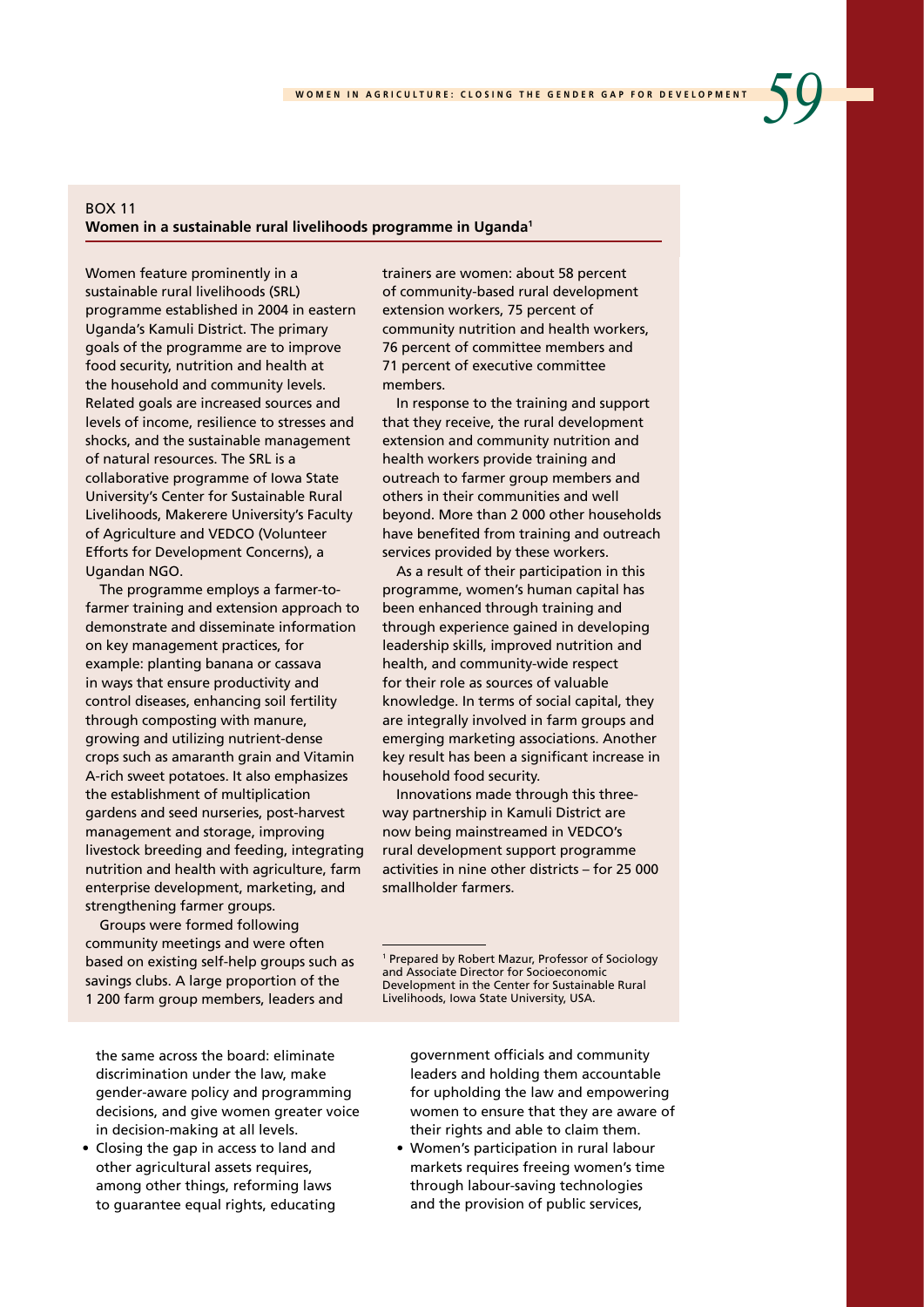BOX 11
**Women in a sustainable rural livelihoods programme in Uganda**[1]

Women feature prominently in a sustainable rural livelihoods (SRL) programme established in 2004 in eastern Uganda's Kamuli District. The primary goals of the programme are to improve food security, nutrition and health at the household and community levels. Related goals are increased sources and levels of income, resilience to stresses and shocks, and the sustainable management of natural resources. The SRL is a collaborative programme of Iowa State University's Center for Sustainable Rural Livelihoods, Makerere University's Faculty of Agriculture and VEDCO (Volunteer Efforts for Development Concerns), a Ugandan NGO.

The programme employs a farmer-to-farmer training and extension approach to demonstrate and disseminate information on key management practices, for example: planting banana or cassava in ways that ensure productivity and control diseases, enhancing soil fertility through composting with manure, growing and utilizing nutrient-dense crops such as amaranth grain and Vitamin A-rich sweet potatoes. It also emphasizes the establishment of multiplication gardens and seed nurseries, post-harvest management and storage, improving livestock breeding and feeding, integrating nutrition and health with agriculture, farm enterprise development, marketing, and strengthening farmer groups.

Groups were formed following community meetings and were often based on existing self-help groups such as savings clubs. A large proportion of the 1 200 farm group members, leaders and trainers are women: about 58 percent of community-based rural development extension workers, 75 percent of community nutrition and health workers, 76 percent of committee members and 71 percent of executive committee members.

In response to the training and support that they receive, the rural development extension and community nutrition and health workers provide training and outreach to farmer group members and others in their communities and well beyond. More than 2 000 other households have benefited from training and outreach services provided by these workers.

As a result of their participation in this programme, women's human capital has been enhanced through training and through experience gained in developing leadership skills, improved nutrition and health, and community-wide respect for their role as sources of valuable knowledge. In terms of social capital, they are integrally involved in farm groups and emerging marketing associations. Another key result has been a significant increase in household food security.

Innovations made through this three-way partnership in Kamuli District are now being mainstreamed in VEDCO's rural development support programme activities in nine other districts – for 25 000 smallholder farmers.

[1] Prepared by Robert Mazur, Professor of Sociology and Associate Director for Socioeconomic Development in the Center for Sustainable Rural Livelihoods, Iowa State University, USA.

the same across the board: eliminate discrimination under the law, make gender-aware policy and programming decisions, and give women greater voice in decision-making at all levels.

- Closing the gap in access to land and other agricultural assets requires, among other things, reforming laws to guarantee equal rights, educating government officials and community leaders and holding them accountable for upholding the law and empowering women to ensure that they are aware of their rights and able to claim them.
- Women's participation in rural labour markets requires freeing women's time through labour-saving technologies and the provision of public services,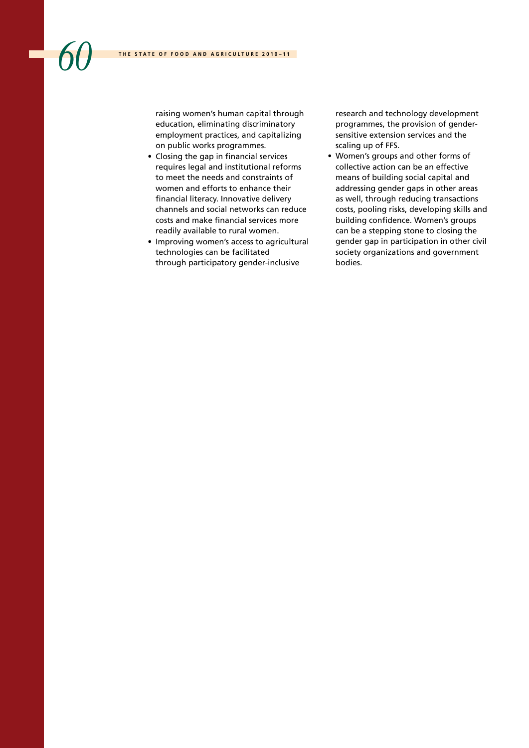raising women's human capital through education, eliminating discriminatory employment practices, and capitalizing on public works programmes.

- Closing the gap in financial services requires legal and institutional reforms to meet the needs and constraints of women and efforts to enhance their financial literacy. Innovative delivery channels and social networks can reduce costs and make financial services more readily available to rural women.
- Improving women's access to agricultural technologies can be facilitated through participatory gender-inclusive research and technology development programmes, the provision of gender-sensitive extension services and the scaling up of FFS.
- Women's groups and other forms of collective action can be an effective means of building social capital and addressing gender gaps in other areas as well, through reducing transactions costs, pooling risks, developing skills and building confidence. Women's groups can be a stepping stone to closing the gender gap in participation in other civil society organizations and government bodies.